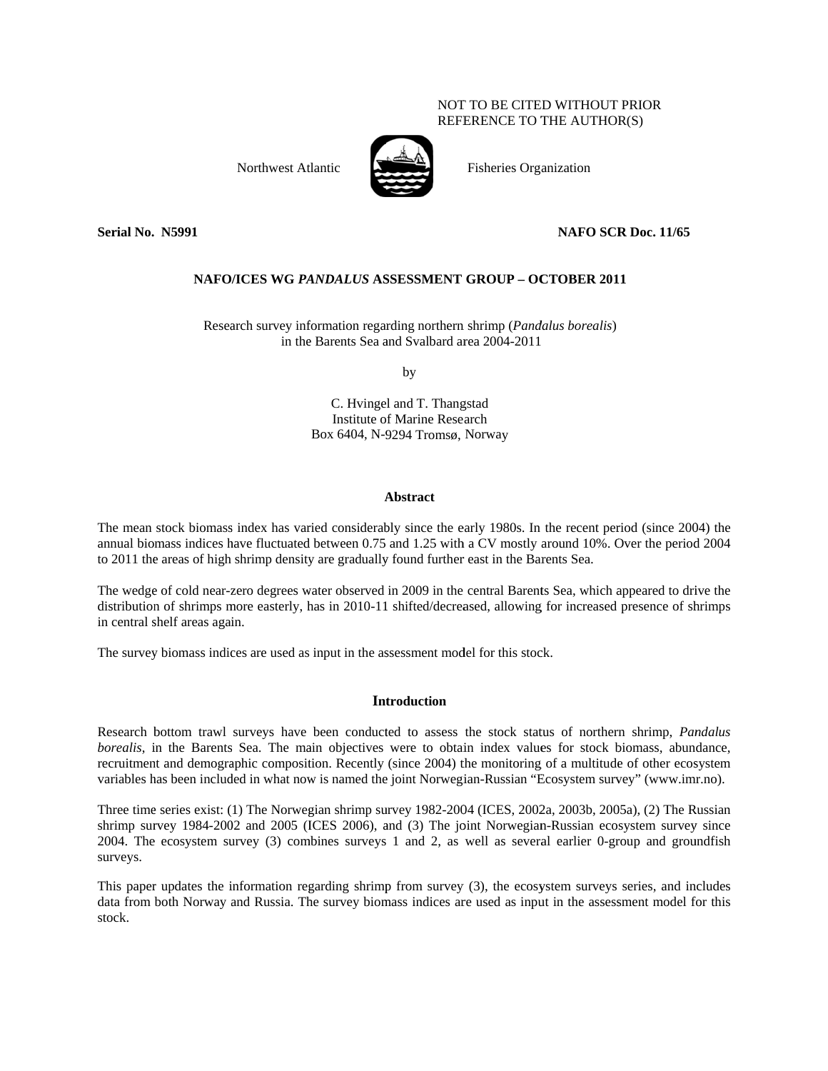NOT TO BE CITED WITHOUT PRIOR
REFERENCE TO THE AUTHOR(S)

Northwest Atlantic Fisheries Organization

**Serial No. N5991** **NAFO SCR Doc. 11/65**

**NAFO/ICES WG *PANDALUS* ASSESSMENT GROUP – OCTOBER 2011**

Research survey information regarding northern shrimp (*Pandalus borealis*) in the Barents Sea and Svalbard area 2004-2011

by

C. Hvingel and T. Thangstad
Institute of Marine Research
Box 6404, N-9294 Tromsø, Norway

## Abstract

The mean stock biomass index has varied considerably since the early 1980s. In the recent period (since 2004) the annual biomass indices have fluctuated between 0.75 and 1.25 with a CV mostly around 10%. Over the period 2004 to 2011 the areas of high shrimp density are gradually found further east in the Barents Sea.

The wedge of cold near-zero degrees water observed in 2009 in the central Barents Sea, which appeared to drive the distribution of shrimps more easterly, has in 2010-11 shifted/decreased, allowing for increased presence of shrimps in central shelf areas again.

The survey biomass indices are used as input in the assessment model for this stock.

## Introduction

Research bottom trawl surveys have been conducted to assess the stock status of northern shrimp, *Pandalus borealis*, in the Barents Sea. The main objectives were to obtain index values for stock biomass, abundance, recruitment and demographic composition. Recently (since 2004) the monitoring of a multitude of other ecosystem variables has been included in what now is named the joint Norwegian-Russian "Ecosystem survey" (www.imr.no).

Three time series exist: (1) The Norwegian shrimp survey 1982-2004 (ICES, 2002a, 2003b, 2005a), (2) The Russian shrimp survey 1984-2002 and 2005 (ICES 2006), and (3) The joint Norwegian-Russian ecosystem survey since 2004. The ecosystem survey (3) combines surveys 1 and 2, as well as several earlier 0-group and groundfish surveys.

This paper updates the information regarding shrimp from survey (3), the ecosystem surveys series, and includes data from both Norway and Russia. The survey biomass indices are used as input in the assessment model for this stock.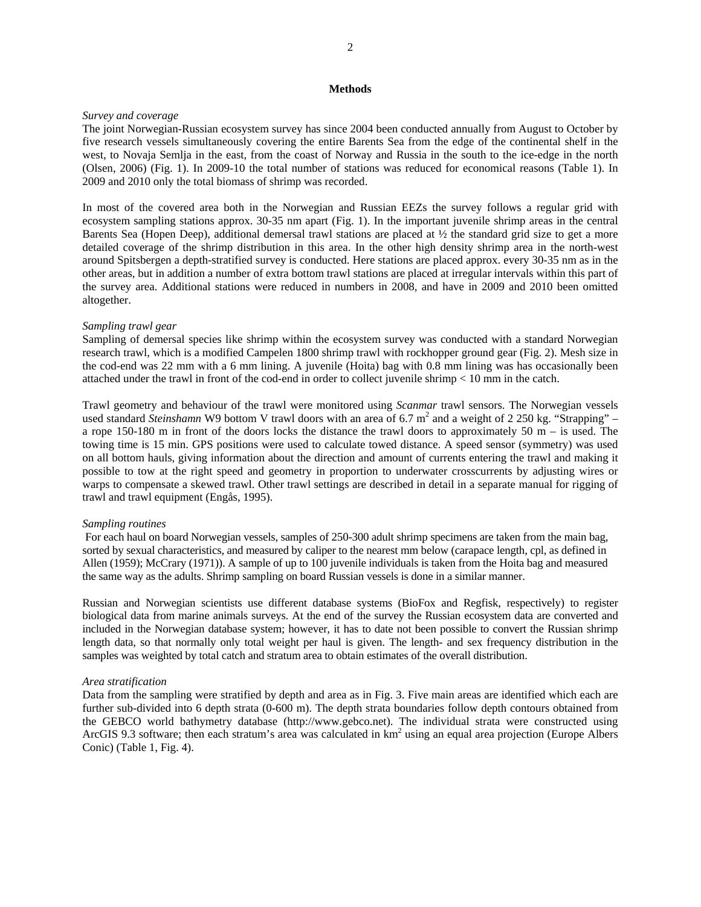## Methods

*Survey and coverage*

The joint Norwegian-Russian ecosystem survey has since 2004 been conducted annually from August to October by five research vessels simultaneously covering the entire Barents Sea from the edge of the continental shelf in the west, to Novaja Semlja in the east, from the coast of Norway and Russia in the south to the ice-edge in the north (Olsen, 2006) (Fig. 1). In 2009-10 the total number of stations was reduced for economical reasons (Table 1). In 2009 and 2010 only the total biomass of shrimp was recorded.

In most of the covered area both in the Norwegian and Russian EEZs the survey follows a regular grid with ecosystem sampling stations approx. 30-35 nm apart (Fig. 1). In the important juvenile shrimp areas in the central Barents Sea (Hopen Deep), additional demersal trawl stations are placed at ½ the standard grid size to get a more detailed coverage of the shrimp distribution in this area. In the other high density shrimp area in the north-west around Spitsbergen a depth-stratified survey is conducted. Here stations are placed approx. every 30-35 nm as in the other areas, but in addition a number of extra bottom trawl stations are placed at irregular intervals within this part of the survey area. Additional stations were reduced in numbers in 2008, and have in 2009 and 2010 been omitted altogether.

*Sampling trawl gear*

Sampling of demersal species like shrimp within the ecosystem survey was conducted with a standard Norwegian research trawl, which is a modified Campelen 1800 shrimp trawl with rockhopper ground gear (Fig. 2). Mesh size in the cod-end was 22 mm with a 6 mm lining. A juvenile (Hoita) bag with 0.8 mm lining was has occasionally been attached under the trawl in front of the cod-end in order to collect juvenile shrimp < 10 mm in the catch.

Trawl geometry and behaviour of the trawl were monitored using *Scanmar* trawl sensors. The Norwegian vessels used standard *Steinshamn* W9 bottom V trawl doors with an area of 6.7 $m^2$ and a weight of 2 250 kg. "Strapping" – a rope 150-180 m in front of the doors locks the distance the trawl doors to approximately 50 m – is used. The towing time is 15 min. GPS positions were used to calculate towed distance. A speed sensor (symmetry) was used on all bottom hauls, giving information about the direction and amount of currents entering the trawl and making it possible to tow at the right speed and geometry in proportion to underwater crosscurrents by adjusting wires or warps to compensate a skewed trawl. Other trawl settings are described in detail in a separate manual for rigging of trawl and trawl equipment (Engås, 1995).

*Sampling routines*

For each haul on board Norwegian vessels, samples of 250-300 adult shrimp specimens are taken from the main bag, sorted by sexual characteristics, and measured by caliper to the nearest mm below (carapace length, cpl, as defined in Allen (1959); McCrary (1971)). A sample of up to 100 juvenile individuals is taken from the Hoita bag and measured the same way as the adults. Shrimp sampling on board Russian vessels is done in a similar manner.

Russian and Norwegian scientists use different database systems (BioFox and Regfisk, respectively) to register biological data from marine animals surveys. At the end of the survey the Russian ecosystem data are converted and included in the Norwegian database system; however, it has to date not been possible to convert the Russian shrimp length data, so that normally only total weight per haul is given. The length- and sex frequency distribution in the samples was weighted by total catch and stratum area to obtain estimates of the overall distribution.

*Area stratification*

Data from the sampling were stratified by depth and area as in Fig. 3. Five main areas are identified which each are further sub-divided into 6 depth strata (0-600 m). The depth strata boundaries follow depth contours obtained from the GEBCO world bathymetry database (http://www.gebco.net). The individual strata were constructed using ArcGIS 9.3 software; then each stratum's area was calculated in $km^2$ using an equal area projection (Europe Albers Conic) (Table 1, Fig. 4).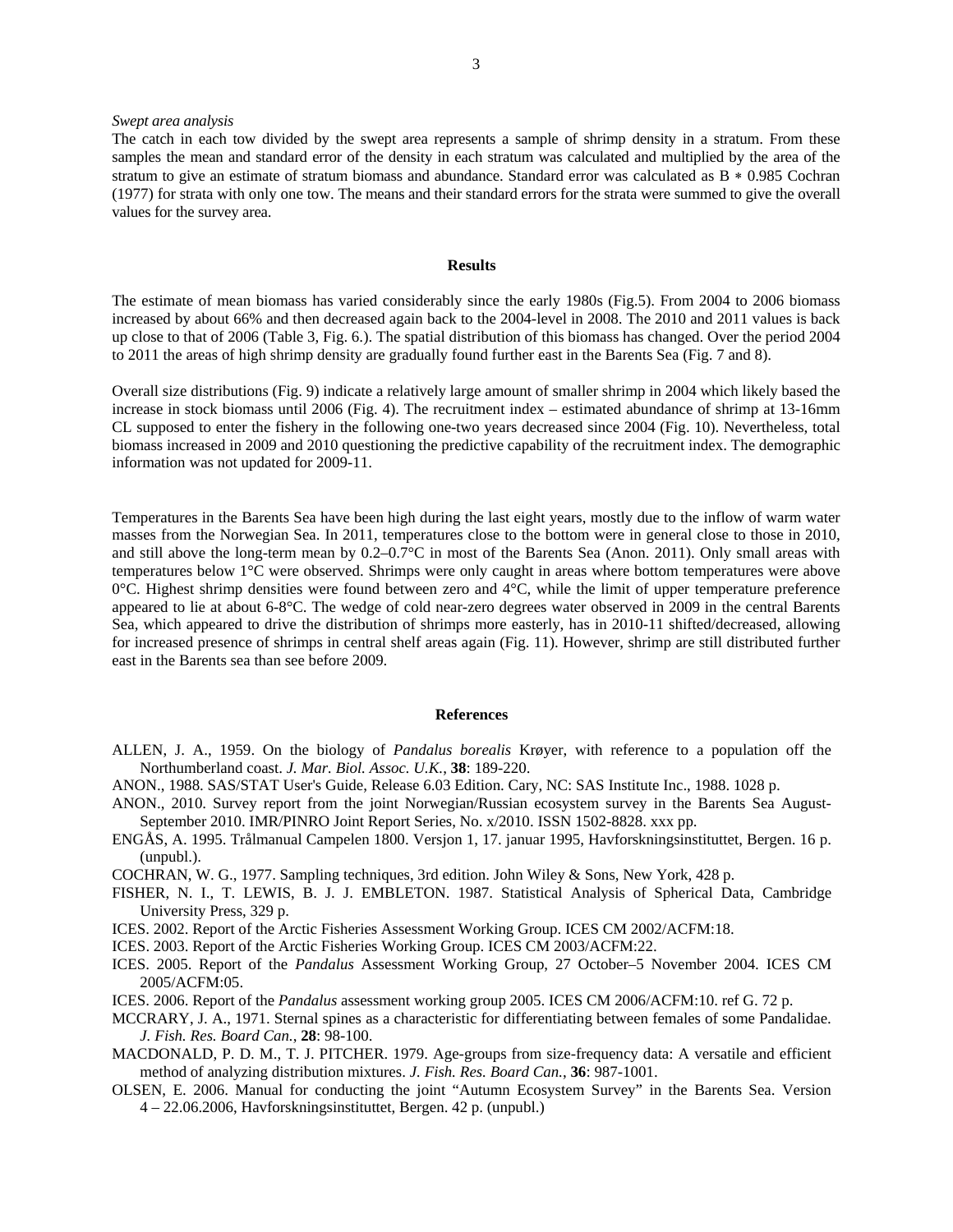*Swept area analysis*

The catch in each tow divided by the swept area represents a sample of shrimp density in a stratum. From these samples the mean and standard error of the density in each stratum was calculated and multiplied by the area of the stratum to give an estimate of stratum biomass and abundance. Standard error was calculated as B ∗ 0.985 Cochran (1977) for strata with only one tow. The means and their standard errors for the strata were summed to give the overall values for the survey area.

## Results

The estimate of mean biomass has varied considerably since the early 1980s (Fig.5). From 2004 to 2006 biomass increased by about 66% and then decreased again back to the 2004-level in 2008. The 2010 and 2011 values is back up close to that of 2006 (Table 3, Fig. 6.). The spatial distribution of this biomass has changed. Over the period 2004 to 2011 the areas of high shrimp density are gradually found further east in the Barents Sea (Fig. 7 and 8).

Overall size distributions (Fig. 9) indicate a relatively large amount of smaller shrimp in 2004 which likely based the increase in stock biomass until 2006 (Fig. 4). The recruitment index – estimated abundance of shrimp at 13-16mm CL supposed to enter the fishery in the following one-two years decreased since 2004 (Fig. 10). Nevertheless, total biomass increased in 2009 and 2010 questioning the predictive capability of the recruitment index. The demographic information was not updated for 2009-11.

Temperatures in the Barents Sea have been high during the last eight years, mostly due to the inflow of warm water masses from the Norwegian Sea. In 2011, temperatures close to the bottom were in general close to those in 2010, and still above the long-term mean by 0.2–0.7°C in most of the Barents Sea (Anon. 2011). Only small areas with temperatures below 1°C were observed. Shrimps were only caught in areas where bottom temperatures were above 0°C. Highest shrimp densities were found between zero and 4°C, while the limit of upper temperature preference appeared to lie at about 6-8°C. The wedge of cold near-zero degrees water observed in 2009 in the central Barents Sea, which appeared to drive the distribution of shrimps more easterly, has in 2010-11 shifted/decreased, allowing for increased presence of shrimps in central shelf areas again (Fig. 11). However, shrimp are still distributed further east in the Barents sea than see before 2009.

## References

ALLEN, J. A., 1959. On the biology of *Pandalus borealis* Krøyer, with reference to a population off the Northumberland coast. *J. Mar. Biol. Assoc. U.K.*, **38**: 189-220.

ANON., 1988. SAS/STAT User's Guide, Release 6.03 Edition. Cary, NC: SAS Institute Inc., 1988. 1028 p.

ANON., 2010. Survey report from the joint Norwegian/Russian ecosystem survey in the Barents Sea August-September 2010. IMR/PINRO Joint Report Series, No. x/2010. ISSN 1502-8828. xxx pp.

ENGÅS, A. 1995. Trålmanual Campelen 1800. Versjon 1, 17. januar 1995, Havforskningsinstituttet, Bergen. 16 p. (unpubl.).

COCHRAN, W. G., 1977. Sampling techniques, 3rd edition. John Wiley & Sons, New York, 428 p.

FISHER, N. I., T. LEWIS, B. J. J. EMBLETON. 1987. Statistical Analysis of Spherical Data, Cambridge University Press, 329 p.

ICES. 2002. Report of the Arctic Fisheries Assessment Working Group. ICES CM 2002/ACFM:18.

ICES. 2003. Report of the Arctic Fisheries Working Group. ICES CM 2003/ACFM:22.

ICES. 2005. Report of the *Pandalus* Assessment Working Group, 27 October–5 November 2004. ICES CM 2005/ACFM:05.

ICES. 2006. Report of the *Pandalus* assessment working group 2005. ICES CM 2006/ACFM:10. ref G. 72 p.

MCCRARY, J. A., 1971. Sternal spines as a characteristic for differentiating between females of some Pandalidae. *J. Fish. Res. Board Can.*, **28**: 98-100.

MACDONALD, P. D. M., T. J. PITCHER. 1979. Age-groups from size-frequency data: A versatile and efficient method of analyzing distribution mixtures. *J. Fish. Res. Board Can.*, **36**: 987-1001.

OLSEN, E. 2006. Manual for conducting the joint "Autumn Ecosystem Survey" in the Barents Sea. Version 4 – 22.06.2006, Havforskningsinstituttet, Bergen. 42 p. (unpubl.)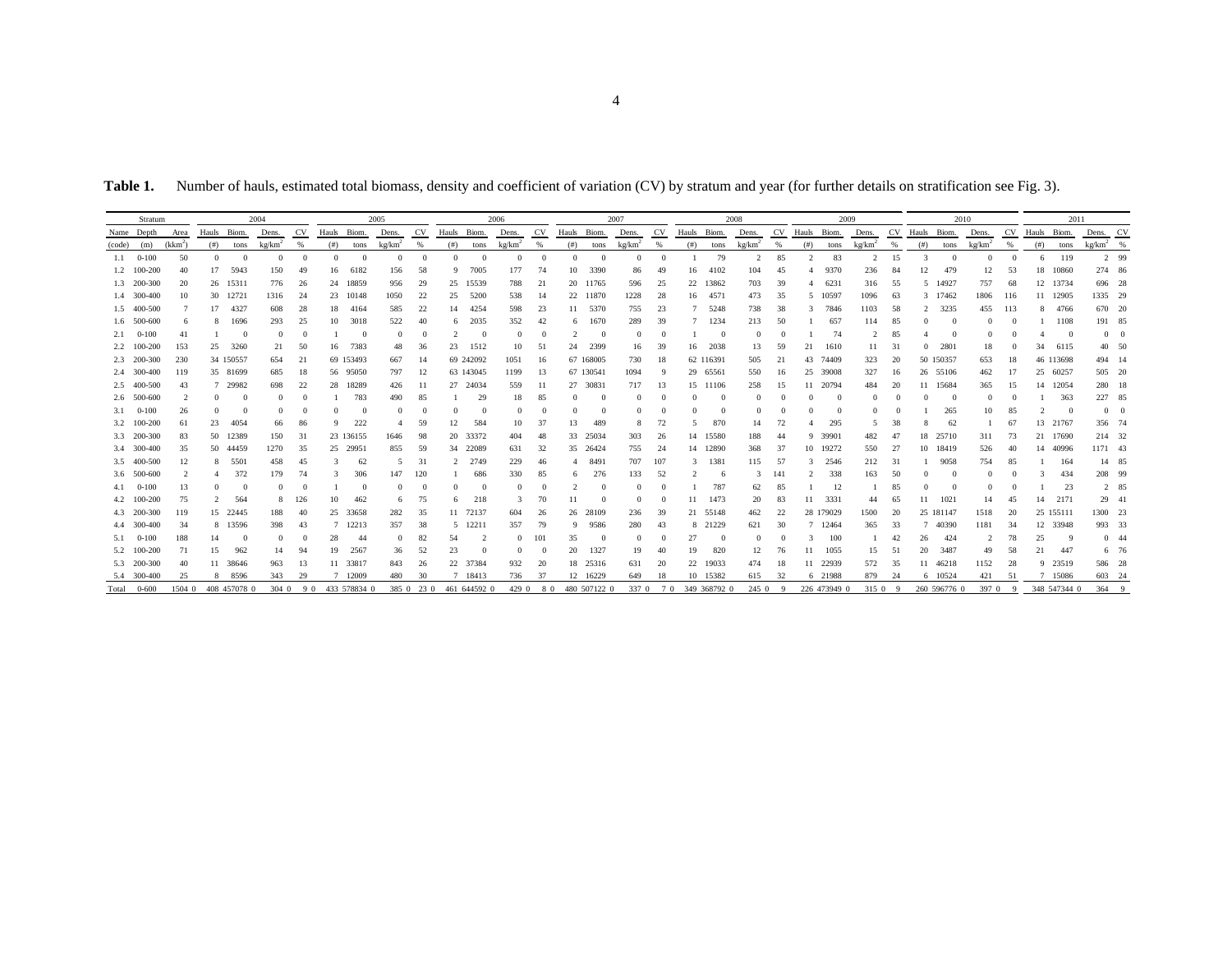**Table 1.** Number of hauls, estimated total biomass, density and coefficient of variation (CV) by stratum and year (for further details on stratification see Fig. 3).

| Stratum | | | 2004 | | | | 2005 | | | | 2006 | | | | 2007 | | | | 2008 | | | | 2009 | | | | 2010 | | | | 2011 | | | |
|---|---|---|---|---|---|---|---|---|---|---|---|---|---|---|---|---|---|---|---|---|---|---|---|---|---|---|---|---|---|---|---|---|---|---|
| Name | Depth | Area | Hauls | Biom. | Dens. | CV | Hauls | Biom. | Dens. | CV | Hauls | Biom. | Dens. | CV | Hauls | Biom. | Dens. | CV | Hauls | Biom. | Dens. | CV | Hauls | Biom. | Dens. | CV | Hauls | Biom. | Dens. | CV | Hauls | Biom. | Dens. | CV |
| (code) | (m) | ($kkm^2$) | (#) | tons | $kg/km^2$ | % | (#) | tons | $kg/km^2$ | % | (#) | tons | $kg/km^2$ | % | (#) | tons | $kg/km^2$ | % | (#) | tons | $kg/km^2$ | % | (#) | tons | $kg/km^2$ | % | (#) | tons | $kg/km^2$ | % | (#) | tons | $kg/km^2$ | % |
| 1.1 | 0-100 | 50 | 0 | 0 | 0 | 0 | 0 | 0 | 0 | 0 | 0 | 0 | 0 | 0 | 0 | 0 | 0 | 0 | 1 | 79 | 2 | 85 | 2 | 83 | 2 | 15 | 3 | 0 | 0 | 0 | 6 | 119 | 2 | 99 |
| 1.2 | 100-200 | 40 | 17 | 5943 | 150 | 49 | 16 | 6182 | 156 | 58 | 9 | 7005 | 177 | 74 | 10 | 3390 | 86 | 49 | 16 | 4102 | 104 | 45 | 4 | 9370 | 236 | 84 | 12 | 479 | 12 | 53 | 18 | 10860 | 274 | 86 |
| 1.3 | 200-300 | 20 | 26 | 15311 | 776 | 26 | 24 | 18859 | 956 | 29 | 25 | 15539 | 788 | 21 | 20 | 11765 | 596 | 25 | 22 | 13862 | 703 | 39 | 4 | 6231 | 316 | 55 | 5 | 14927 | 757 | 68 | 12 | 13734 | 696 | 28 |
| 1.4 | 300-400 | 10 | 30 | 12721 | 1316 | 24 | 23 | 10148 | 1050 | 22 | 25 | 5200 | 538 | 14 | 22 | 11870 | 1228 | 28 | 16 | 4571 | 473 | 35 | 5 | 10597 | 1096 | 63 | 3 | 17462 | 1806 | 116 | 11 | 12905 | 1335 | 29 |
| 1.5 | 400-500 | 7 | 17 | 4327 | 608 | 28 | 18 | 4164 | 585 | 22 | 14 | 4254 | 598 | 23 | 11 | 5370 | 755 | 23 | 7 | 5248 | 738 | 38 | 3 | 7846 | 1103 | 58 | 2 | 3235 | 455 | 113 | 8 | 4766 | 670 | 20 |
| 1.6 | 500-600 | 6 | 8 | 1696 | 293 | 25 | 10 | 3018 | 522 | 40 | 6 | 2035 | 352 | 42 | 6 | 1670 | 289 | 39 | 7 | 1234 | 213 | 50 | 1 | 657 | 114 | 85 | 0 | 0 | 0 | 0 | 1 | 1108 | 191 | 85 |
| 2.1 | 0-100 | 41 | 1 | 0 | 0 | 0 | 1 | 0 | 0 | 0 | 2 | 0 | 0 | 0 | 2 | 0 | 0 | 0 | 1 | 0 | 0 | 0 | 1 | 74 | 2 | 85 | 4 | 0 | 0 | 0 | 4 | 0 | 0 | 0 |
| 2.2 | 100-200 | 153 | 25 | 3260 | 21 | 50 | 16 | 7383 | 48 | 36 | 23 | 1512 | 10 | 51 | 24 | 2399 | 16 | 39 | 16 | 2038 | 13 | 59 | 21 | 1610 | 11 | 31 | 0 | 2801 | 18 | 0 | 34 | 6115 | 40 | 50 |
| 2.3 | 200-300 | 230 | 34 | 150557 | 654 | 21 | 69 | 153493 | 667 | 14 | 69 | 242092 | 1051 | 16 | 67 | 168005 | 730 | 18 | 62 | 116391 | 505 | 21 | 43 | 74409 | 323 | 20 | 50 | 150357 | 653 | 18 | 46 | 113698 | 494 | 14 |
| 2.4 | 300-400 | 119 | 35 | 81699 | 685 | 18 | 56 | 95050 | 797 | 12 | 63 | 143045 | 1199 | 13 | 67 | 130541 | 1094 | 9 | 29 | 65561 | 550 | 16 | 25 | 39008 | 327 | 16 | 26 | 55106 | 462 | 17 | 25 | 60257 | 505 | 20 |
| 2.5 | 400-500 | 43 | 7 | 29982 | 698 | 22 | 28 | 18289 | 426 | 11 | 27 | 24034 | 559 | 11 | 27 | 30831 | 717 | 13 | 15 | 11106 | 258 | 15 | 11 | 20794 | 484 | 20 | 11 | 15684 | 365 | 15 | 14 | 12054 | 280 | 18 |
| 2.6 | 500-600 | 2 | 0 | 0 | 0 | 0 | 1 | 783 | 490 | 85 | 1 | 29 | 18 | 85 | 0 | 0 | 0 | 0 | 0 | 0 | 0 | 0 | 0 | 0 | 0 | 0 | 0 | 0 | 0 | 0 | 1 | 363 | 227 | 85 |
| 3.1 | 0-100 | 26 | 0 | 0 | 0 | 0 | 0 | 0 | 0 | 0 | 0 | 0 | 0 | 0 | 0 | 0 | 0 | 0 | 0 | 0 | 0 | 0 | 0 | 0 | 0 | 0 | 1 | 265 | 10 | 85 | 2 | 0 | 0 | 0 |
| 3.2 | 100-200 | 61 | 23 | 4054 | 66 | 86 | 9 | 222 | 4 | 59 | 12 | 584 | 10 | 37 | 13 | 489 | 8 | 72 | 5 | 870 | 14 | 72 | 4 | 295 | 5 | 38 | 8 | 62 | 1 | 67 | 13 | 21767 | 356 | 74 |
| 3.3 | 200-300 | 83 | 50 | 12389 | 150 | 31 | 23 | 136155 | 1646 | 98 | 20 | 33372 | 404 | 48 | 33 | 25034 | 303 | 26 | 14 | 15580 | 188 | 44 | 9 | 39901 | 482 | 47 | 18 | 25710 | 311 | 73 | 21 | 17690 | 214 | 32 |
| 3.4 | 300-400 | 35 | 50 | 44459 | 1270 | 35 | 25 | 29951 | 855 | 59 | 34 | 22089 | 631 | 32 | 35 | 26424 | 755 | 24 | 14 | 12890 | 368 | 37 | 10 | 19272 | 550 | 27 | 10 | 18419 | 526 | 40 | 14 | 40996 | 1171 | 43 |
| 3.5 | 400-500 | 12 | 8 | 5501 | 458 | 45 | 3 | 62 | 5 | 31 | 2 | 2749 | 229 | 46 | 4 | 8491 | 707 | 107 | 3 | 1381 | 115 | 57 | 3 | 2546 | 212 | 31 | 1 | 9058 | 754 | 85 | 1 | 164 | 14 | 85 |
| 3.6 | 500-600 | 2 | 4 | 372 | 179 | 74 | 3 | 306 | 147 | 120 | 1 | 686 | 330 | 85 | 6 | 276 | 133 | 52 | 2 | 6 | 3 | 141 | 2 | 338 | 163 | 50 | 0 | 0 | 0 | 0 | 3 | 434 | 208 | 99 |
| 4.1 | 0-100 | 13 | 0 | 0 | 0 | 0 | 1 | 0 | 0 | 0 | 0 | 0 | 0 | 0 | 2 | 0 | 0 | 0 | 1 | 787 | 62 | 85 | 1 | 12 | 1 | 85 | 0 | 0 | 0 | 0 | 1 | 23 | 2 | 85 |
| 4.2 | 100-200 | 75 | 2 | 564 | 8 | 126 | 10 | 462 | 6 | 75 | 6 | 218 | 3 | 70 | 11 | 0 | 0 | 0 | 11 | 1473 | 20 | 83 | 11 | 3331 | 44 | 65 | 11 | 1021 | 14 | 45 | 14 | 2171 | 29 | 41 |
| 4.3 | 200-300 | 119 | 15 | 22445 | 188 | 40 | 25 | 33658 | 282 | 35 | 11 | 72137 | 604 | 26 | 26 | 28109 | 236 | 39 | 21 | 55148 | 462 | 22 | 28 | 179029 | 1500 | 20 | 25 | 181147 | 1518 | 20 | 25 | 155111 | 1300 | 23 |
| 4.4 | 300-400 | 34 | 8 | 13596 | 398 | 43 | 7 | 12213 | 357 | 38 | 5 | 12211 | 357 | 79 | 9 | 9586 | 280 | 43 | 8 | 21229 | 621 | 30 | 7 | 12464 | 365 | 33 | 7 | 40390 | 1181 | 34 | 12 | 33948 | 993 | 33 |
| 5.1 | 0-100 | 188 | 14 | 0 | 0 | 0 | 28 | 44 | 0 | 82 | 54 | 2 | 0 | 101 | 35 | 0 | 0 | 0 | 27 | 0 | 0 | 0 | 3 | 100 | 1 | 42 | 26 | 424 | 2 | 78 | 25 | 9 | 0 | 44 |
| 5.2 | 100-200 | 71 | 15 | 962 | 14 | 94 | 19 | 2567 | 36 | 52 | 23 | 0 | 0 | 0 | 20 | 1327 | 19 | 40 | 19 | 820 | 12 | 76 | 11 | 1055 | 15 | 51 | 20 | 3487 | 49 | 58 | 21 | 447 | 6 | 76 |
| 5.3 | 200-300 | 40 | 11 | 38646 | 963 | 13 | 11 | 33817 | 843 | 26 | 22 | 37384 | 932 | 20 | 18 | 25316 | 631 | 20 | 22 | 19033 | 474 | 18 | 11 | 22939 | 572 | 35 | 11 | 46218 | 1152 | 28 | 9 | 23519 | 586 | 28 |
| 5.4 | 300-400 | 25 | 8 | 8596 | 343 | 29 | 7 | 12009 | 480 | 30 | 7 | 18413 | 736 | 37 | 12 | 16229 | 649 | 18 | 10 | 15382 | 615 | 32 | 6 | 21988 | 879 | 24 | 6 | 10524 | 421 | 51 | 7 | 15086 | 603 | 24 |
| Total | 0-600 | 1504 0 | 408 | 457078 0 | 304 0 | 9 0 | 433 | 578834 0 | 385 0 | 23 0 | 461 | 644592 0 | 429 0 | 8 0 | 480 | 507122 0 | 337 0 | 7 0 | 349 | 368792 0 | 245 0 | 9 | 226 | 473949 0 | 315 0 | 9 | 260 | 596776 0 | 397 0 | 9 | 348 | 547344 0 | 364 | 9 |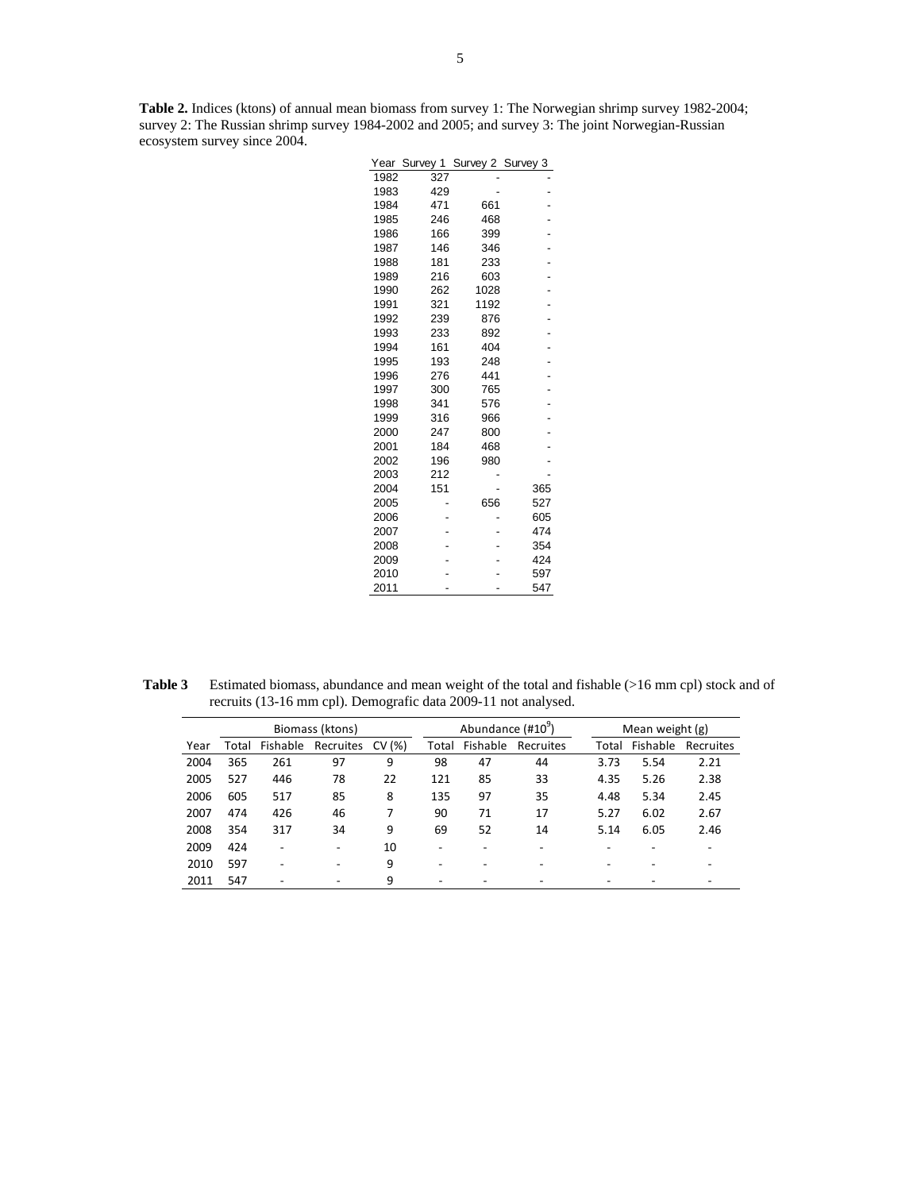**Table 2.** Indices (ktons) of annual mean biomass from survey 1: The Norwegian shrimp survey 1982-2004; survey 2: The Russian shrimp survey 1984-2002 and 2005; and survey 3: The joint Norwegian-Russian ecosystem survey since 2004.

| Year | Survey 1 | Survey 2 | Survey 3 |
|---|---|---|---|
| 1982 | 327 | - | - |
| 1983 | 429 | - | - |
| 1984 | 471 | 661 | - |
| 1985 | 246 | 468 | - |
| 1986 | 166 | 399 | - |
| 1987 | 146 | 346 | - |
| 1988 | 181 | 233 | - |
| 1989 | 216 | 603 | - |
| 1990 | 262 | 1028 | - |
| 1991 | 321 | 1192 | - |
| 1992 | 239 | 876 | - |
| 1993 | 233 | 892 | - |
| 1994 | 161 | 404 | - |
| 1995 | 193 | 248 | - |
| 1996 | 276 | 441 | - |
| 1997 | 300 | 765 | - |
| 1998 | 341 | 576 | - |
| 1999 | 316 | 966 | - |
| 2000 | 247 | 800 | - |
| 2001 | 184 | 468 | - |
| 2002 | 196 | 980 | - |
| 2003 | 212 | - | - |
| 2004 | 151 | - | 365 |
| 2005 | - | 656 | 527 |
| 2006 | - | - | 605 |
| 2007 | - | - | 474 |
| 2008 | - | - | 354 |
| 2009 | - | - | 424 |
| 2010 | - | - | 597 |
| 2011 | - | - | 547 |

**Table 3** Estimated biomass, abundance and mean weight of the total and fishable (>16 mm cpl) stock and of recruits (13-16 mm cpl). Demografic data 2009-11 not analysed.

| | Biomass (ktons) | | | | Abundance (#$10^9$) | | | Mean weight (g) | | |
|---|---|---|---|---|---|---|---|---|---|---|
| Year | Total | Fishable | Recruites | CV (%) | Total | Fishable | Recruites | Total | Fishable | Recruites |
| 2004 | 365 | 261 | 97 | 9 | 98 | 47 | 44 | 3.73 | 5.54 | 2.21 |
| 2005 | 527 | 446 | 78 | 22 | 121 | 85 | 33 | 4.35 | 5.26 | 2.38 |
| 2006 | 605 | 517 | 85 | 8 | 135 | 97 | 35 | 4.48 | 5.34 | 2.45 |
| 2007 | 474 | 426 | 46 | 7 | 90 | 71 | 17 | 5.27 | 6.02 | 2.67 |
| 2008 | 354 | 317 | 34 | 9 | 69 | 52 | 14 | 5.14 | 6.05 | 2.46 |
| 2009 | 424 | - | - | 10 | - | - | - | - | - | - |
| 2010 | 597 | - | - | 9 | - | - | - | - | - | - |
| 2011 | 547 | - | - | 9 | - | - | - | - | - | - |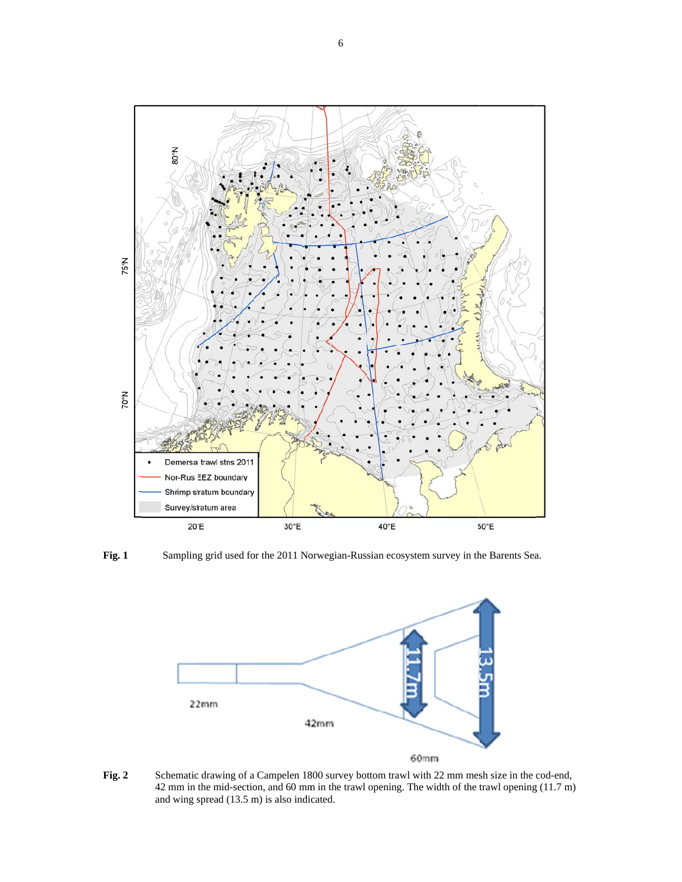**Fig. 1** Sampling grid used for the 2011 Norwegian-Russian ecosystem survey in the Barents Sea.

**Fig. 2** Schematic drawing of a Campelen 1800 survey bottom trawl with 22 mm mesh size in the cod-end, 42 mm in the mid-section, and 60 mm in the trawl opening. The width of the trawl opening (11.7 m) and wing spread (13.5 m) is also indicated.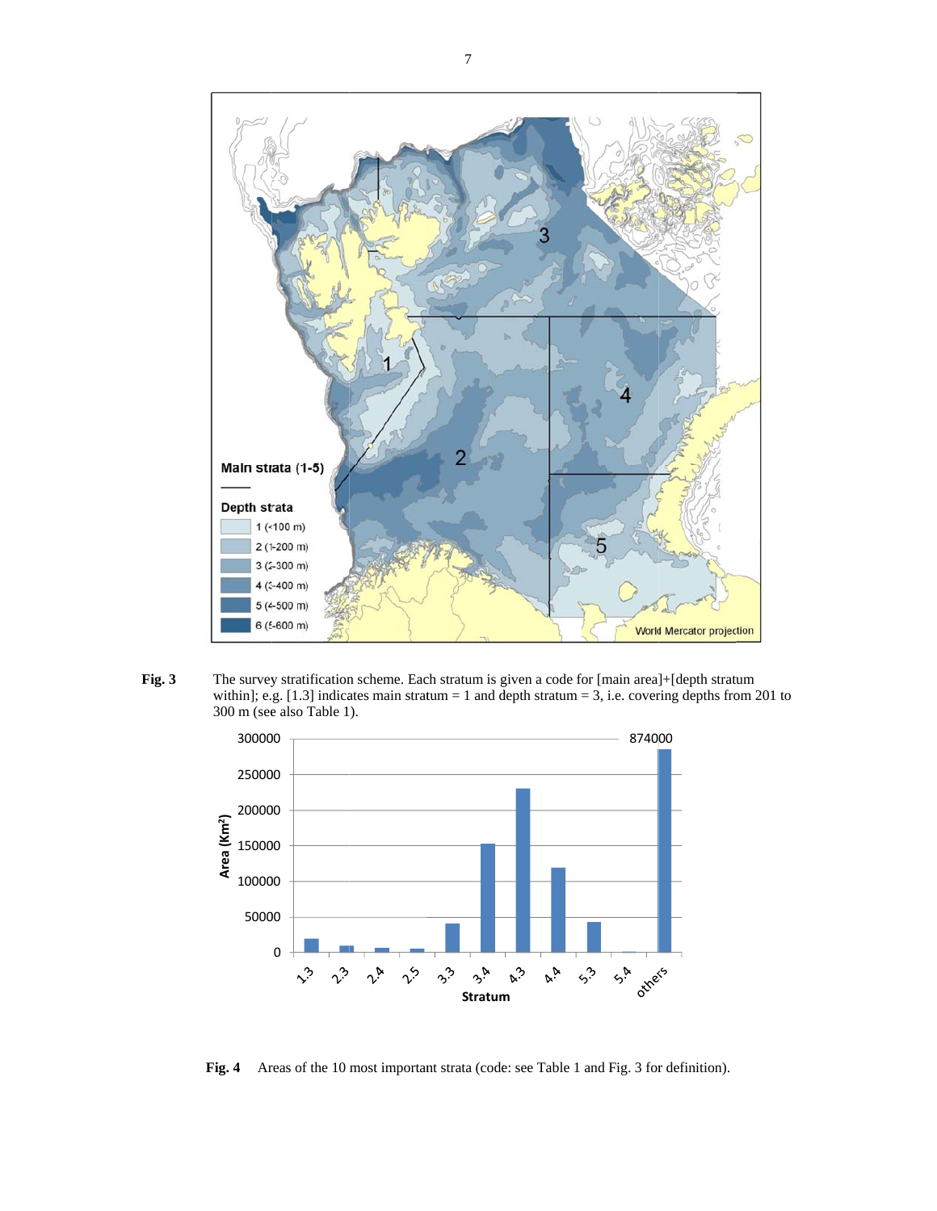**Fig. 3** The survey stratification scheme. Each stratum is given a code for [main area]+[depth stratum within]; e.g. [1.3] indicates main stratum = 1 and depth stratum = 3, i.e. covering depths from 201 to 300 m (see also Table 1).

**Fig. 4** Areas of the 10 most important strata (code: see Table 1 and Fig. 3 for definition).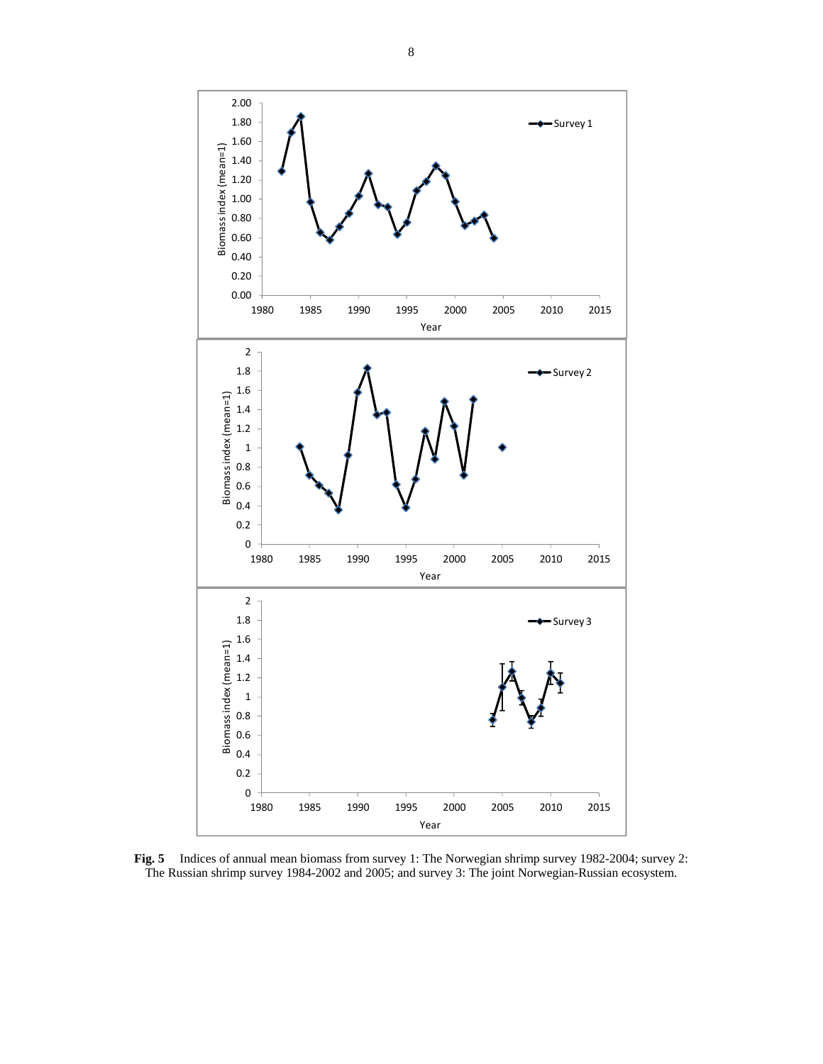**Fig. 5** Indices of annual mean biomass from survey 1: The Norwegian shrimp survey 1982-2004; survey 2: The Russian shrimp survey 1984-2002 and 2005; and survey 3: The joint Norwegian-Russian ecosystem.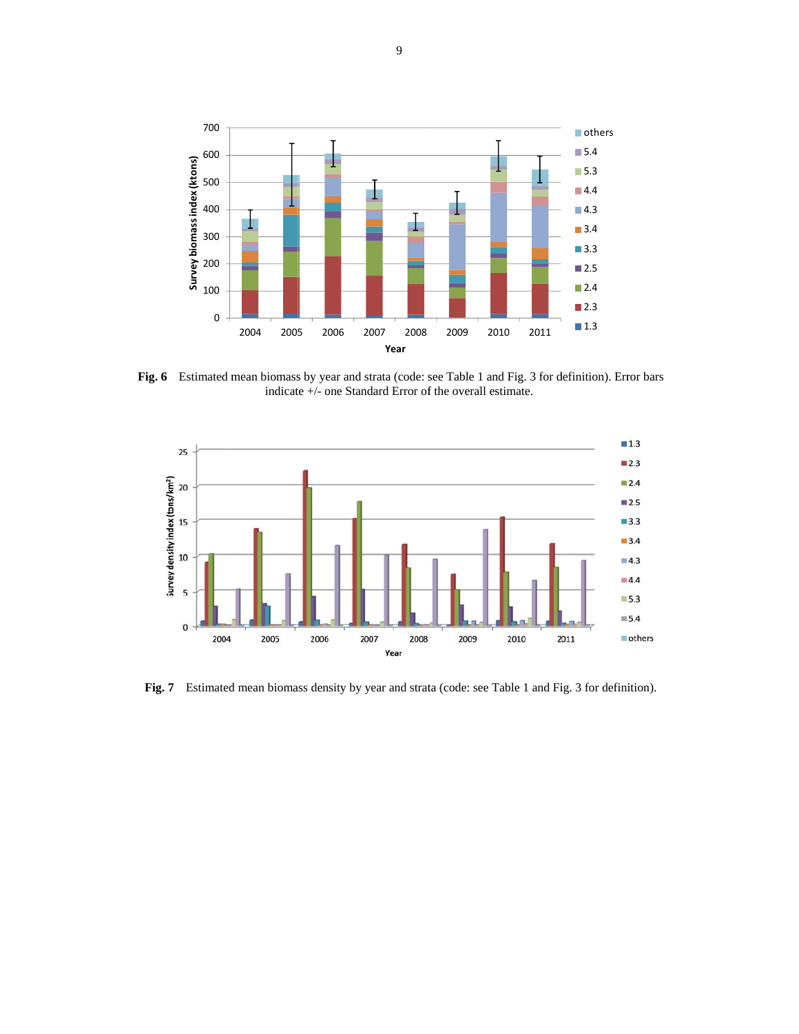**Fig. 6** Estimated mean biomass by year and strata (code: see Table 1 and Fig. 3 for definition). Error bars indicate +/- one Standard Error of the overall estimate.

**Fig. 7** Estimated mean biomass density by year and strata (code: see Table 1 and Fig. 3 for definition).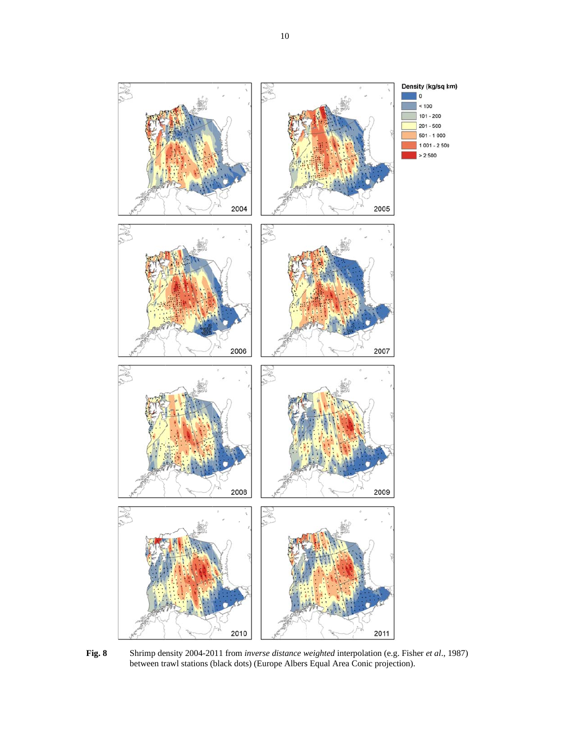**Fig. 8** Shrimp density 2004-2011 from *inverse distance weighted* interpolation (e.g. Fisher *et al*., 1987) between trawl stations (black dots) (Europe Albers Equal Area Conic projection).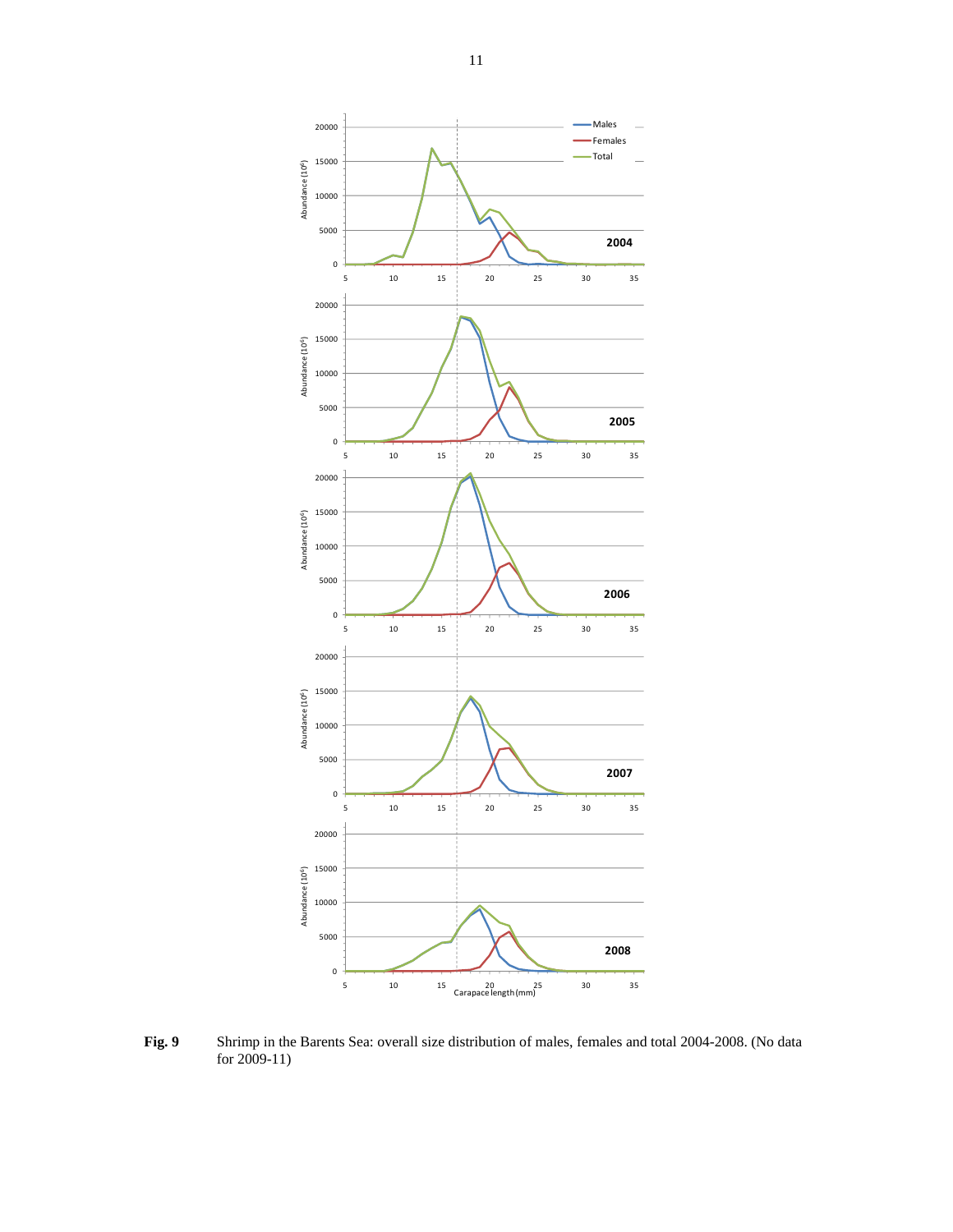**Fig. 9** Shrimp in the Barents Sea: overall size distribution of males, females and total 2004-2008. (No data for 2009-11)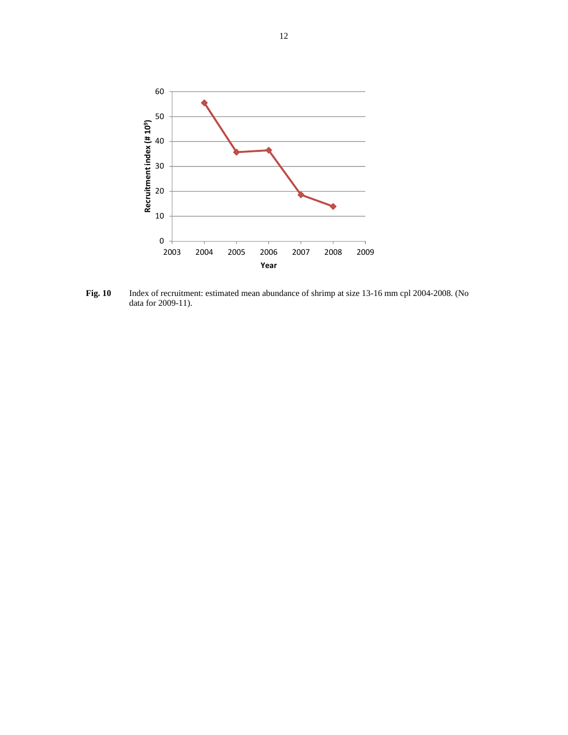**Fig. 10** Index of recruitment: estimated mean abundance of shrimp at size 13-16 mm cpl 2004-2008. (No data for 2009-11).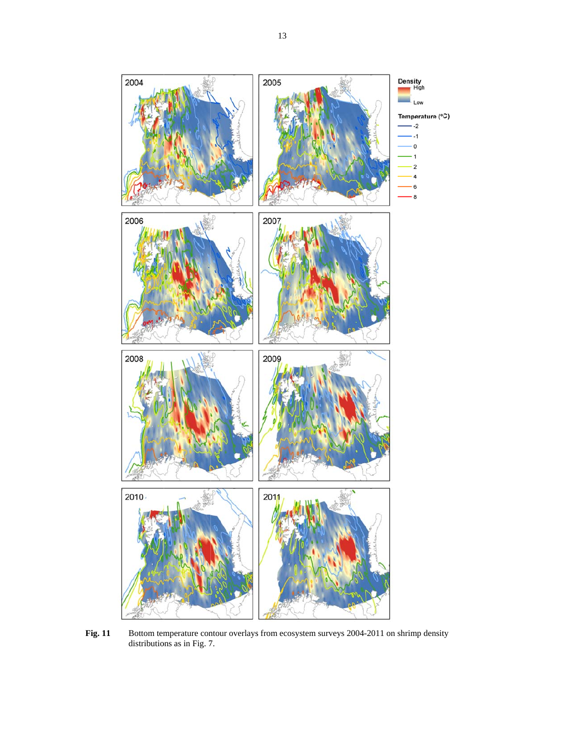2004

2005

2006

2007

2008

2009

2010

2011

Density
High
Low

Temperature (°C)
-2
-1
0
1
2
4
6
8

**Fig. 11** Bottom temperature contour overlays from ecosystem surveys 2004-2011 on shrimp density distributions as in Fig. 7.